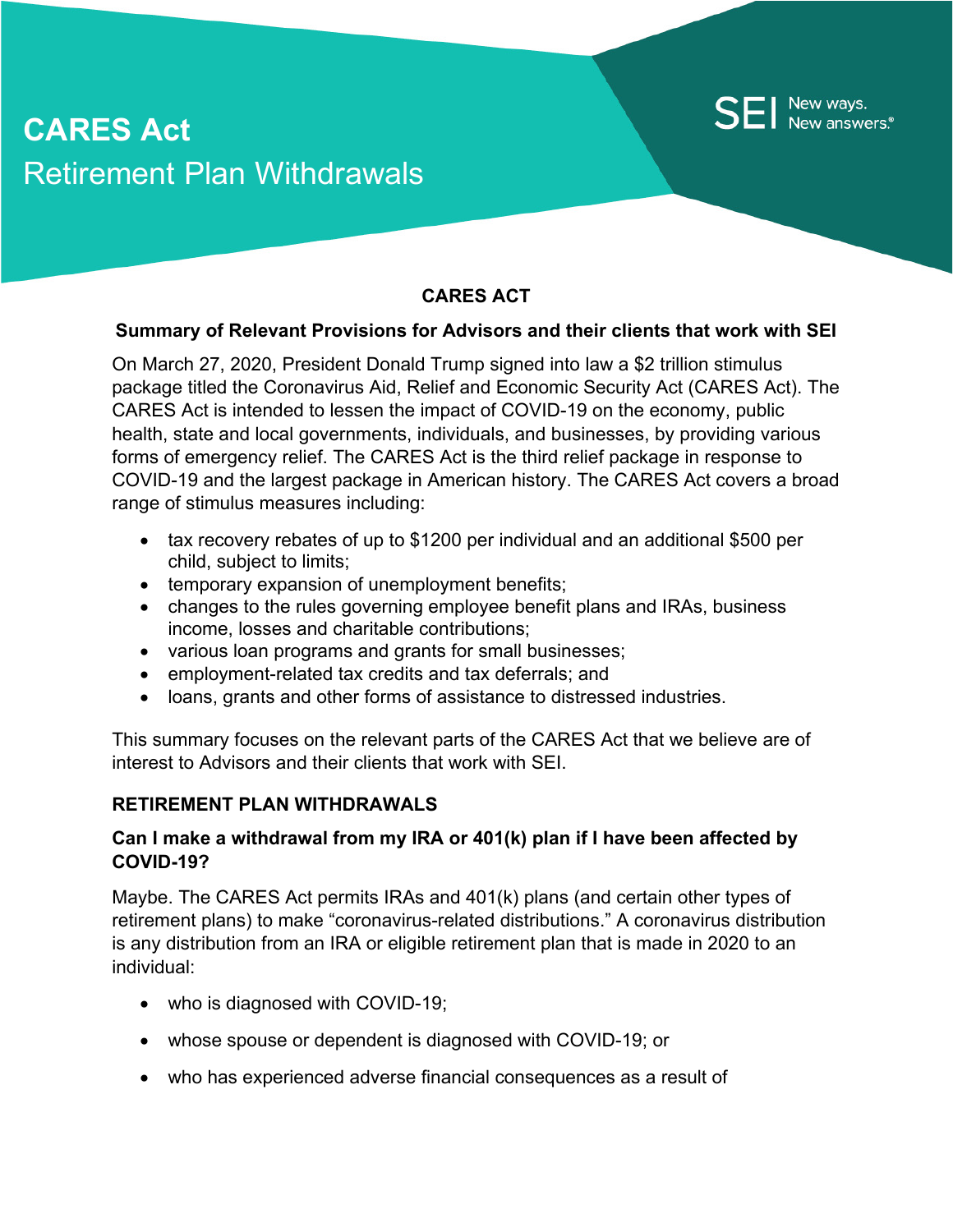# CARES Act
## Retirement Plan Withdrawals

SEI New ways. New answers.®

### CARES ACT

**Summary of Relevant Provisions for Advisors and their clients that work with SEI**

On March 27, 2020, President Donald Trump signed into law a $2 trillion stimulus package titled the Coronavirus Aid, Relief and Economic Security Act (CARES Act). The CARES Act is intended to lessen the impact of COVID-19 on the economy, public health, state and local governments, individuals, and businesses, by providing various forms of emergency relief. The CARES Act is the third relief package in response to COVID-19 and the largest package in American history. The CARES Act covers a broad range of stimulus measures including:

- tax recovery rebates of up to $1200 per individual and an additional $500 per child, subject to limits;
- temporary expansion of unemployment benefits;
- changes to the rules governing employee benefit plans and IRAs, business income, losses and charitable contributions;
- various loan programs and grants for small businesses;
- employment-related tax credits and tax deferrals; and
- loans, grants and other forms of assistance to distressed industries.

This summary focuses on the relevant parts of the CARES Act that we believe are of interest to Advisors and their clients that work with SEI.

### RETIREMENT PLAN WITHDRAWALS

**Can I make a withdrawal from my IRA or 401(k) plan if I have been affected by COVID-19?**

Maybe. The CARES Act permits IRAs and 401(k) plans (and certain other types of retirement plans) to make "coronavirus-related distributions." A coronavirus distribution is any distribution from an IRA or eligible retirement plan that is made in 2020 to an individual:

- who is diagnosed with COVID-19;
- whose spouse or dependent is diagnosed with COVID-19; or
- who has experienced adverse financial consequences as a result of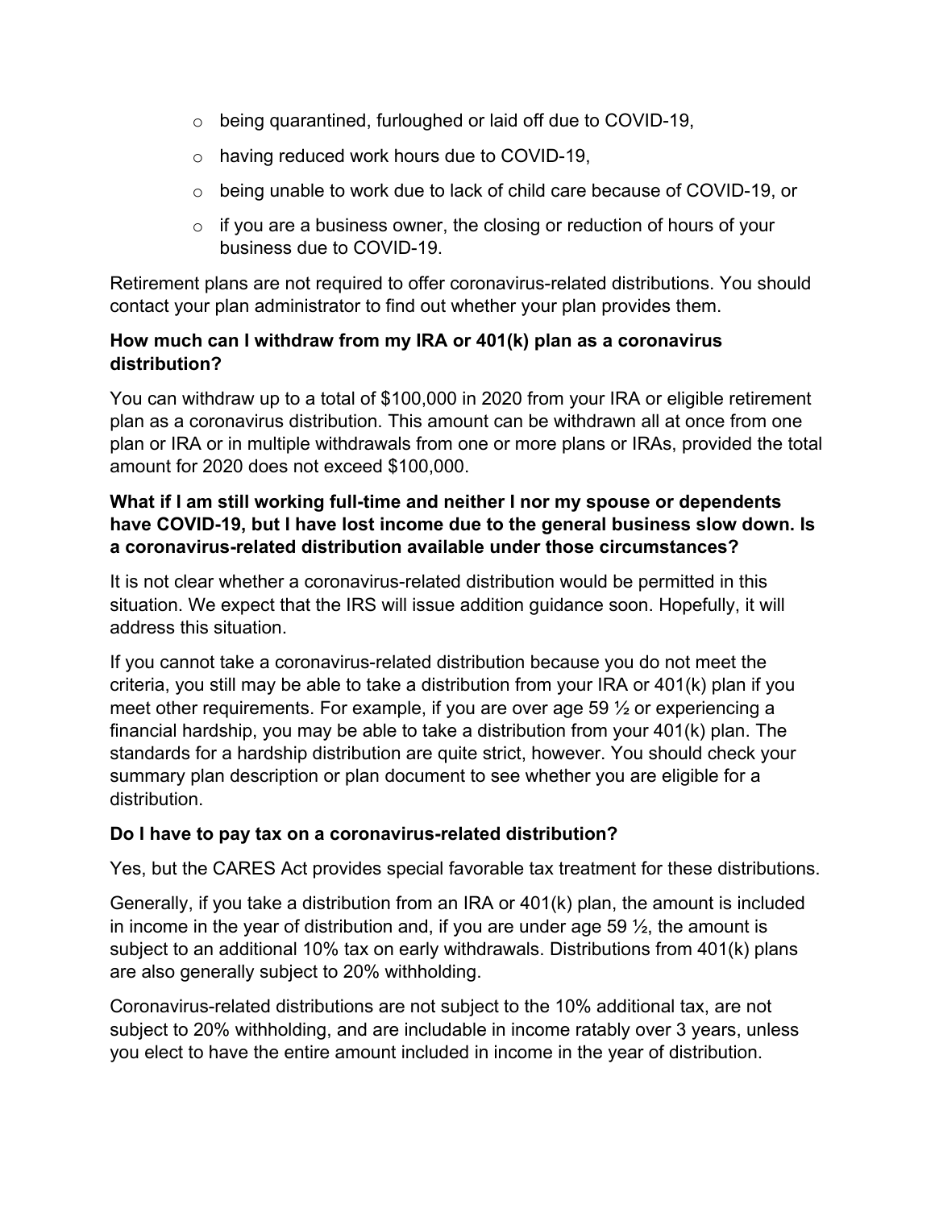- being quarantined, furloughed or laid off due to COVID-19,
- having reduced work hours due to COVID-19,
- being unable to work due to lack of child care because of COVID-19, or
- if you are a business owner, the closing or reduction of hours of your business due to COVID-19.

Retirement plans are not required to offer coronavirus-related distributions. You should contact your plan administrator to find out whether your plan provides them.

**How much can I withdraw from my IRA or 401(k) plan as a coronavirus distribution?**

You can withdraw up to a total of $100,000 in 2020 from your IRA or eligible retirement plan as a coronavirus distribution. This amount can be withdrawn all at once from one plan or IRA or in multiple withdrawals from one or more plans or IRAs, provided the total amount for 2020 does not exceed $100,000.

**What if I am still working full-time and neither I nor my spouse or dependents have COVID-19, but I have lost income due to the general business slow down. Is a coronavirus-related distribution available under those circumstances?**

It is not clear whether a coronavirus-related distribution would be permitted in this situation. We expect that the IRS will issue addition guidance soon. Hopefully, it will address this situation.

If you cannot take a coronavirus-related distribution because you do not meet the criteria, you still may be able to take a distribution from your IRA or 401(k) plan if you meet other requirements. For example, if you are over age 59 ½ or experiencing a financial hardship, you may be able to take a distribution from your 401(k) plan. The standards for a hardship distribution are quite strict, however. You should check your summary plan description or plan document to see whether you are eligible for a distribution.

**Do I have to pay tax on a coronavirus-related distribution?**

Yes, but the CARES Act provides special favorable tax treatment for these distributions.

Generally, if you take a distribution from an IRA or 401(k) plan, the amount is included in income in the year of distribution and, if you are under age 59 ½, the amount is subject to an additional 10% tax on early withdrawals. Distributions from 401(k) plans are also generally subject to 20% withholding.

Coronavirus-related distributions are not subject to the 10% additional tax, are not subject to 20% withholding, and are includable in income ratably over 3 years, unless you elect to have the entire amount included in income in the year of distribution.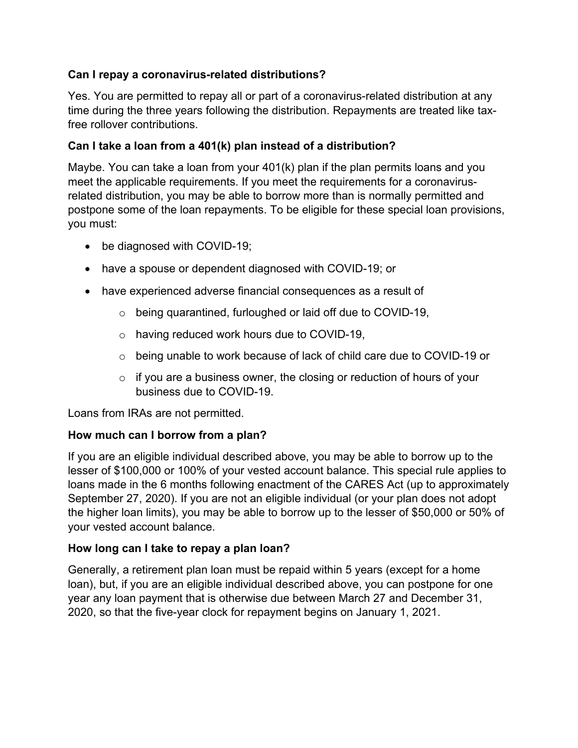### Can I repay a coronavirus-related distributions?

Yes. You are permitted to repay all or part of a coronavirus-related distribution at any time during the three years following the distribution. Repayments are treated like tax-free rollover contributions.

### Can I take a loan from a 401(k) plan instead of a distribution?

Maybe. You can take a loan from your 401(k) plan if the plan permits loans and you meet the applicable requirements. If you meet the requirements for a coronavirus-related distribution, you may be able to borrow more than is normally permitted and postpone some of the loan repayments. To be eligible for these special loan provisions, you must:

- be diagnosed with COVID-19;
- have a spouse or dependent diagnosed with COVID-19; or
- have experienced adverse financial consequences as a result of
  - being quarantined, furloughed or laid off due to COVID-19,
  - having reduced work hours due to COVID-19,
  - being unable to work because of lack of child care due to COVID-19 or
  - if you are a business owner, the closing or reduction of hours of your business due to COVID-19.

Loans from IRAs are not permitted.

### How much can I borrow from a plan?

If you are an eligible individual described above, you may be able to borrow up to the lesser of $100,000 or 100% of your vested account balance. This special rule applies to loans made in the 6 months following enactment of the CARES Act (up to approximately September 27, 2020). If you are not an eligible individual (or your plan does not adopt the higher loan limits), you may be able to borrow up to the lesser of $50,000 or 50% of your vested account balance.

### How long can I take to repay a plan loan?

Generally, a retirement plan loan must be repaid within 5 years (except for a home loan), but, if you are an eligible individual described above, you can postpone for one year any loan payment that is otherwise due between March 27 and December 31, 2020, so that the five-year clock for repayment begins on January 1, 2021.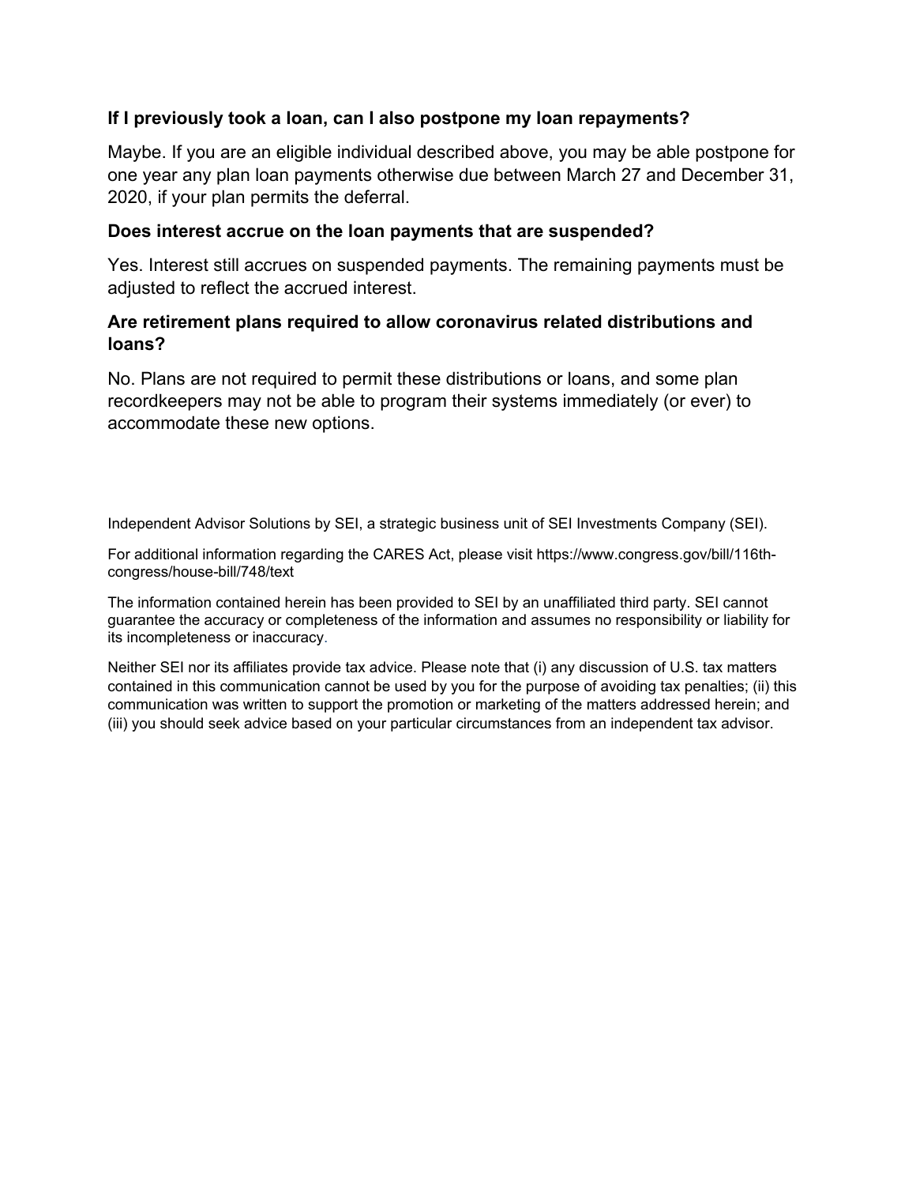**If I previously took a loan, can I also postpone my loan repayments?**

Maybe. If you are an eligible individual described above, you may be able postpone for one year any plan loan payments otherwise due between March 27 and December 31, 2020, if your plan permits the deferral.

**Does interest accrue on the loan payments that are suspended?**

Yes. Interest still accrues on suspended payments. The remaining payments must be adjusted to reflect the accrued interest.

**Are retirement plans required to allow coronavirus related distributions and loans?**

No. Plans are not required to permit these distributions or loans, and some plan recordkeepers may not be able to program their systems immediately (or ever) to accommodate these new options.

Independent Advisor Solutions by SEI, a strategic business unit of SEI Investments Company (SEI).

For additional information regarding the CARES Act, please visit https://www.congress.gov/bill/116th-congress/house-bill/748/text

The information contained herein has been provided to SEI by an unaffiliated third party. SEI cannot guarantee the accuracy or completeness of the information and assumes no responsibility or liability for its incompleteness or inaccuracy.

Neither SEI nor its affiliates provide tax advice. Please note that (i) any discussion of U.S. tax matters contained in this communication cannot be used by you for the purpose of avoiding tax penalties; (ii) this communication was written to support the promotion or marketing of the matters addressed herein; and (iii) you should seek advice based on your particular circumstances from an independent tax advisor.